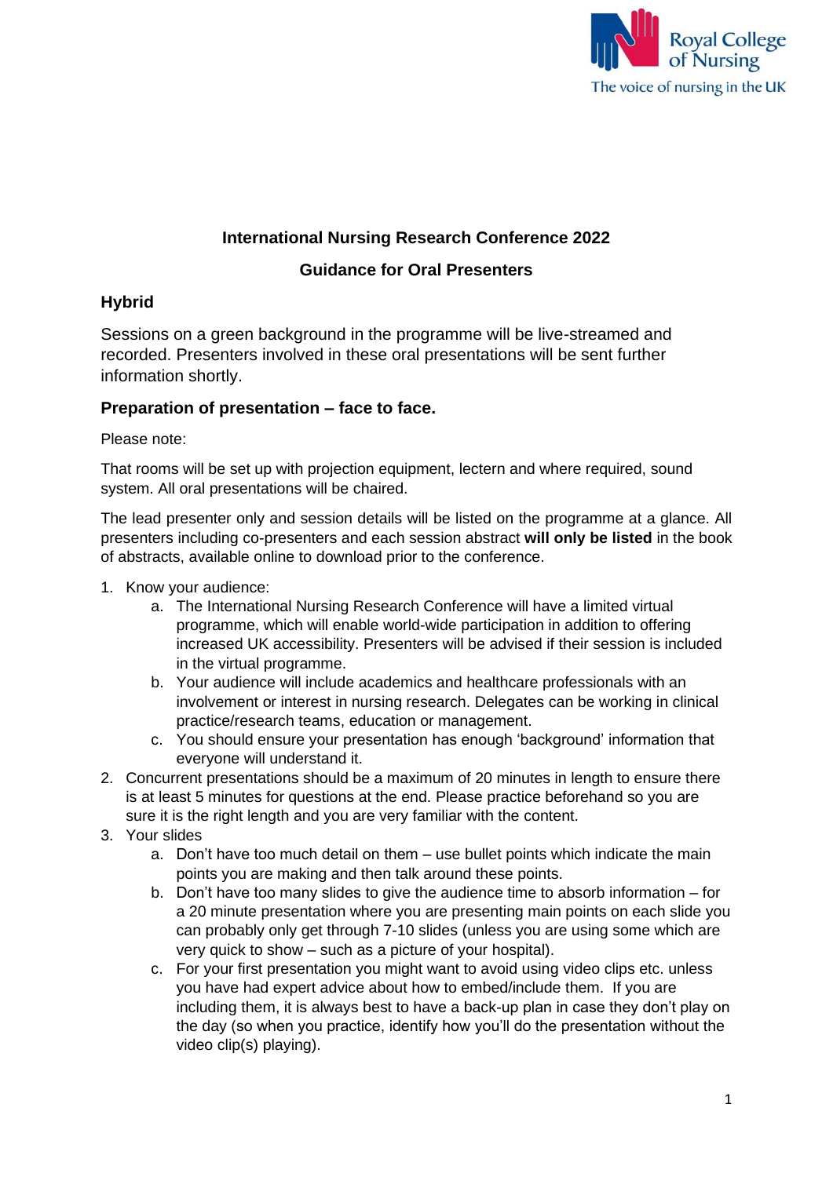Royal College of Nursing

The voice of nursing in the UK

## International Nursing Research Conference 2022

## Guidance for Oral Presenters

### Hybrid

Sessions on a green background in the programme will be live-streamed and recorded. Presenters involved in these oral presentations will be sent further information shortly.

### Preparation of presentation – face to face.

Please note:

That rooms will be set up with projection equipment, lectern and where required, sound system. All oral presentations will be chaired.

The lead presenter only and session details will be listed on the programme at a glance. All presenters including co-presenters and each session abstract **will only be listed** in the book of abstracts, available online to download prior to the conference.

1. Know your audience:
    a. The International Nursing Research Conference will have a limited virtual programme, which will enable world-wide participation in addition to offering increased UK accessibility. Presenters will be advised if their session is included in the virtual programme.
    b. Your audience will include academics and healthcare professionals with an involvement or interest in nursing research. Delegates can be working in clinical practice/research teams, education or management.
    c. You should ensure your presentation has enough 'background' information that everyone will understand it.
2. Concurrent presentations should be a maximum of 20 minutes in length to ensure there is at least 5 minutes for questions at the end. Please practice beforehand so you are sure it is the right length and you are very familiar with the content.
3. Your slides
    a. Don't have too much detail on them – use bullet points which indicate the main points you are making and then talk around these points.
    b. Don't have too many slides to give the audience time to absorb information – for a 20 minute presentation where you are presenting main points on each slide you can probably only get through 7-10 slides (unless you are using some which are very quick to show – such as a picture of your hospital).
    c. For your first presentation you might want to avoid using video clips etc. unless you have had expert advice about how to embed/include them. If you are including them, it is always best to have a back-up plan in case they don't play on the day (so when you practice, identify how you'll do the presentation without the video clip(s) playing).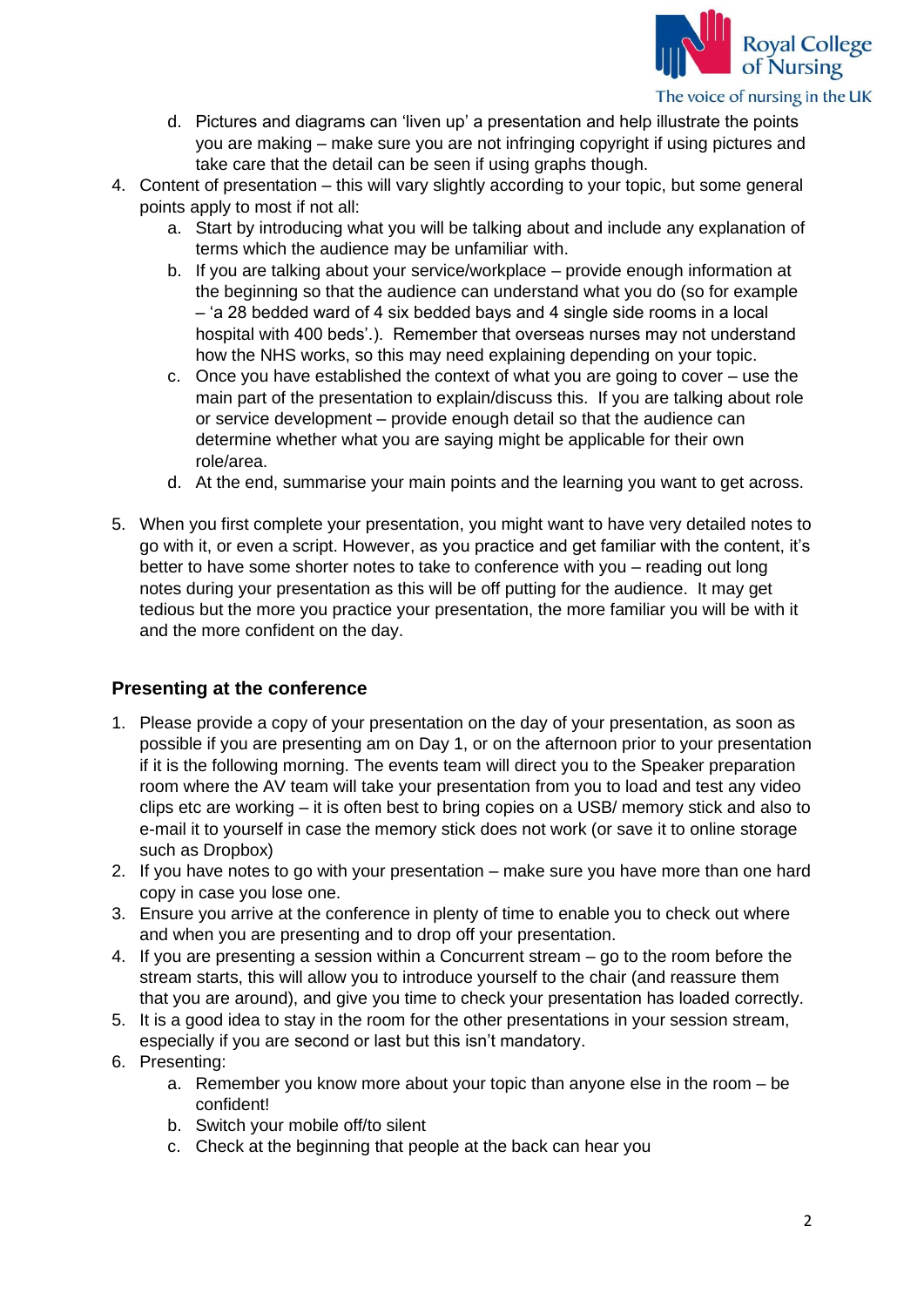d. Pictures and diagrams can 'liven up' a presentation and help illustrate the points you are making – make sure you are not infringing copyright if using pictures and take care that the detail can be seen if using graphs though.

4. Content of presentation – this will vary slightly according to your topic, but some general points apply to most if not all:
   a. Start by introducing what you will be talking about and include any explanation of terms which the audience may be unfamiliar with.
   b. If you are talking about your service/workplace – provide enough information at the beginning so that the audience can understand what you do (so for example – 'a 28 bedded ward of 4 six bedded bays and 4 single side rooms in a local hospital with 400 beds'.). Remember that overseas nurses may not understand how the NHS works, so this may need explaining depending on your topic.
   c. Once you have established the context of what you are going to cover – use the main part of the presentation to explain/discuss this. If you are talking about role or service development – provide enough detail so that the audience can determine whether what you are saying might be applicable for their own role/area.
   d. At the end, summarise your main points and the learning you want to get across.

5. When you first complete your presentation, you might want to have very detailed notes to go with it, or even a script. However, as you practice and get familiar with the content, it's better to have some shorter notes to take to conference with you – reading out long notes during your presentation as this will be off putting for the audience. It may get tedious but the more you practice your presentation, the more familiar you will be with it and the more confident on the day.

### Presenting at the conference

1. Please provide a copy of your presentation on the day of your presentation, as soon as possible if you are presenting am on Day 1, or on the afternoon prior to your presentation if it is the following morning. The events team will direct you to the Speaker preparation room where the AV team will take your presentation from you to load and test any video clips etc are working – it is often best to bring copies on a USB/ memory stick and also to e-mail it to yourself in case the memory stick does not work (or save it to online storage such as Dropbox)
2. If you have notes to go with your presentation – make sure you have more than one hard copy in case you lose one.
3. Ensure you arrive at the conference in plenty of time to enable you to check out where and when you are presenting and to drop off your presentation.
4. If you are presenting a session within a Concurrent stream – go to the room before the stream starts, this will allow you to introduce yourself to the chair (and reassure them that you are around), and give you time to check your presentation has loaded correctly.
5. It is a good idea to stay in the room for the other presentations in your session stream, especially if you are second or last but this isn't mandatory.
6. Presenting:
   a. Remember you know more about your topic than anyone else in the room – be confident!
   b. Switch your mobile off/to silent
   c. Check at the beginning that people at the back can hear you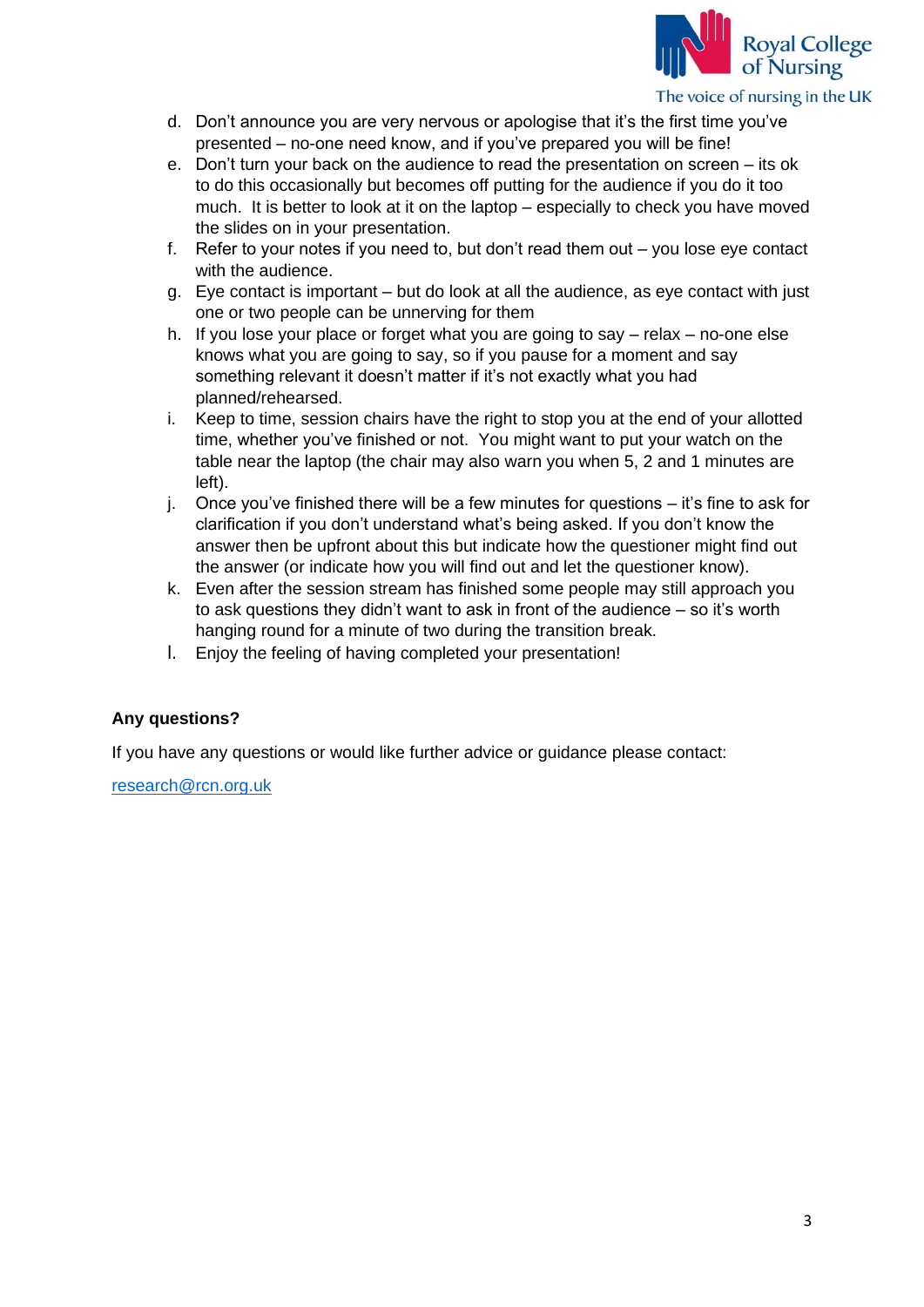d. Don't announce you are very nervous or apologise that it's the first time you've presented – no-one need know, and if you've prepared you will be fine!
e. Don't turn your back on the audience to read the presentation on screen – its ok to do this occasionally but becomes off putting for the audience if you do it too much. It is better to look at it on the laptop – especially to check you have moved the slides on in your presentation.
f. Refer to your notes if you need to, but don't read them out – you lose eye contact with the audience.
g. Eye contact is important – but do look at all the audience, as eye contact with just one or two people can be unnerving for them
h. If you lose your place or forget what you are going to say – relax – no-one else knows what you are going to say, so if you pause for a moment and say something relevant it doesn't matter if it's not exactly what you had planned/rehearsed.
i. Keep to time, session chairs have the right to stop you at the end of your allotted time, whether you've finished or not. You might want to put your watch on the table near the laptop (the chair may also warn you when 5, 2 and 1 minutes are left).
j. Once you've finished there will be a few minutes for questions – it's fine to ask for clarification if you don't understand what's being asked. If you don't know the answer then be upfront about this but indicate how the questioner might find out the answer (or indicate how you will find out and let the questioner know).
k. Even after the session stream has finished some people may still approach you to ask questions they didn't want to ask in front of the audience – so it's worth hanging round for a minute of two during the transition break.
l. Enjoy the feeling of having completed your presentation!

**Any questions?**

If you have any questions or would like further advice or guidance please contact:

research@rcn.org.uk